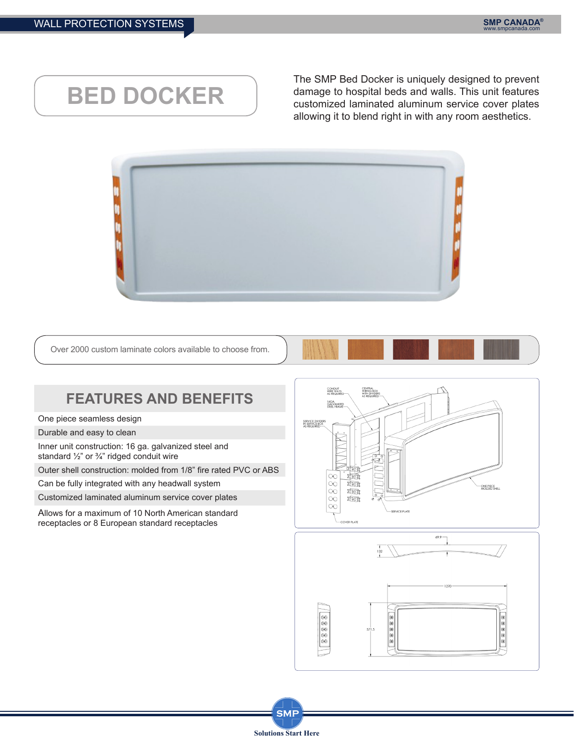# BED DOCKER

The SMP Bed Docker is uniquely designed to prevent damage to hospital beds and walls. This unit features customized laminated aluminum service cover plates allowing it to blend right in with any room aesthetics.

Over 2000 custom laminate colors available to choose from.

## FEATURES AND BENEFITS

- One piece seamless design
- Durable and easy to clean
- Inner unit construction: 16 ga. galvanized steel and standard ½" or ¾" ridged conduit wire
- Outer shell construction: molded from 1/8" fire rated PVC or ABS
- Can be fully integrated with any headwall system
- Customized laminated aluminum service cover plates
- Allows for a maximum of 10 North American standard receptacles or 8 European standard receptacles

CONDUIT WIRE WAYS AS REQUIRED

CENTRAL WIRING BOX WITH DIVIDERS AS REQUIRED

16GA. GALVANIZED STEEL FRAME

SERVICE DIVIDERS IN SERVICE BOX AS REQUIRED

ONE PIECE MOLDED SHELL

SERVICE PLATE

COVER PLATE

69.9

132

1270

571.5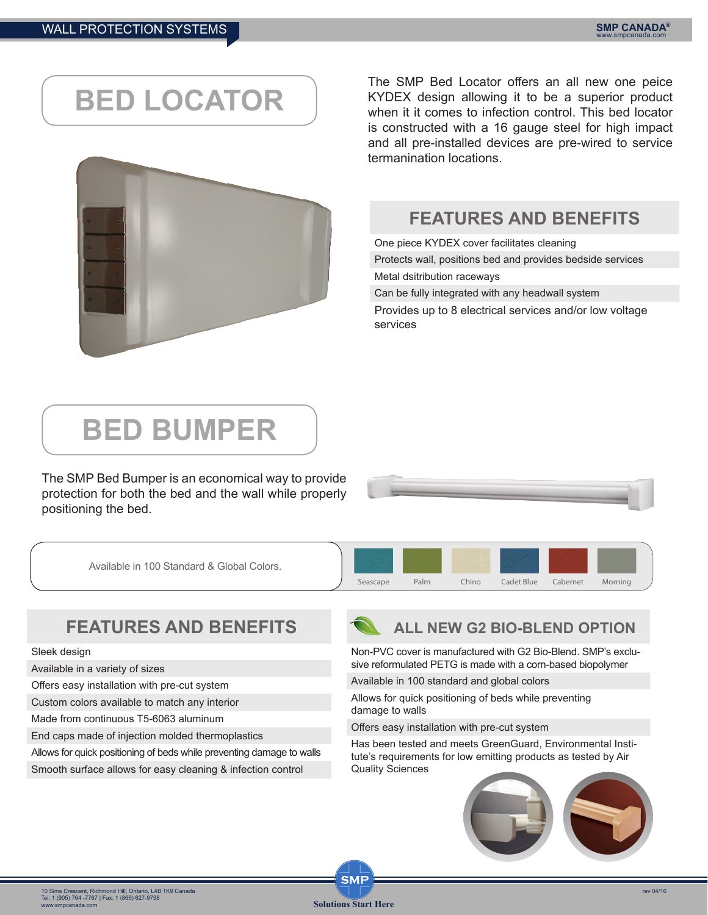# BED LOCATOR

The SMP Bed Locator offers an all new one peice KYDEX design allowing it to be a superior product when it it comes to infection control. This bed locator is constructed with a 16 gauge steel for high impact and all pre-installed devices are pre-wired to service termanination locations.

## FEATURES AND BENEFITS

- One piece KYDEX cover facilitates cleaning
- Protects wall, positions bed and provides bedside services
- Metal dsitribution raceways
- Can be fully integrated with any headwall system
- Provides up to 8 electrical services and/or low voltage services

# BED BUMPER

The SMP Bed Bumper is an economical way to provide protection for both the bed and the wall while properly positioning the bed.

Available in 100 Standard & Global Colors.

Seascape | Palm | Chino | Cadet Blue | Cabernet | Morning

## FEATURES AND BENEFITS

- Sleek design
- Available in a variety of sizes
- Offers easy installation with pre-cut system
- Custom colors available to match any interior
- Made from continuous T5-6063 aluminum
- End caps made of injection molded thermoplastics
- Allows for quick positioning of beds while preventing damage to walls
- Smooth surface allows for easy cleaning & infection control

## ALL NEW G2 BIO-BLEND OPTION

- Non-PVC cover is manufactured with G2 Bio-Blend. SMP's exclusive reformulated PETG is made with a corn-based biopolymer
- Available in 100 standard and global colors
- Allows for quick positioning of beds while preventing damage to walls
- Offers easy installation with pre-cut system
- Has been tested and meets GreenGuard, Environmental Institute's requirements for low emitting products as tested by Air Quality Sciences

10 Sims Crescent, Richmond Hill, Ontario, L4B 1K9 Canada
Tel: 1 (905) 764 -7767 | Fax: 1 (866) 627-9798
www.smpcanada.com

SMP
Solutions Start Here

rev 04/16